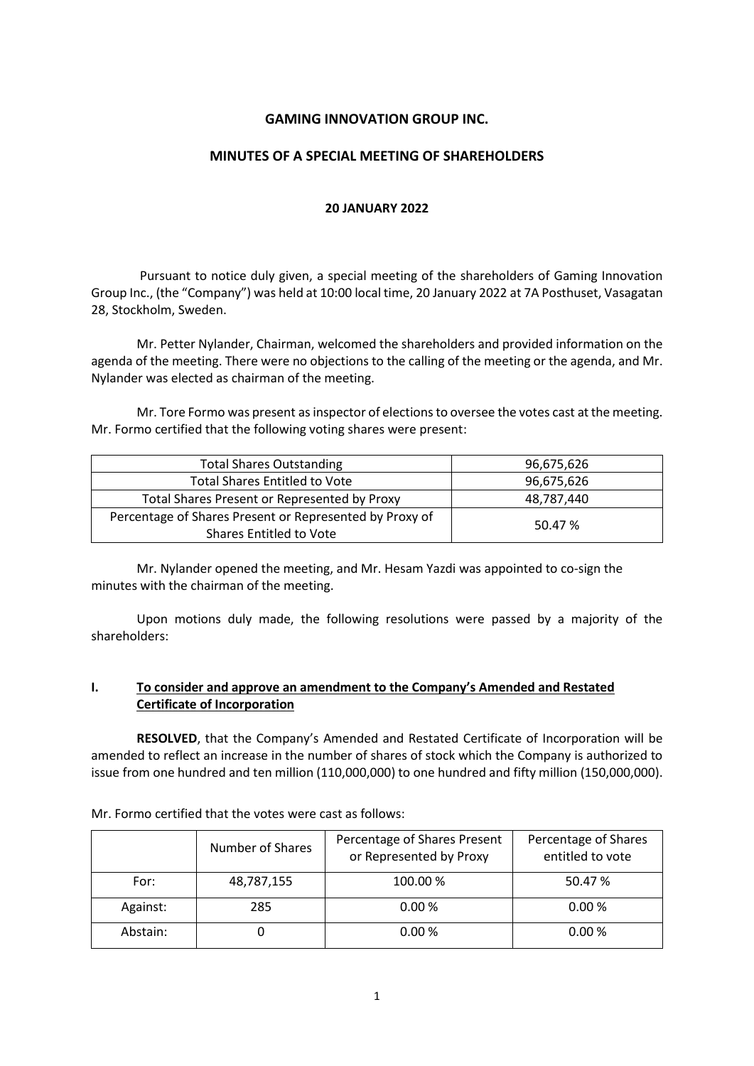# GAMING INNOVATION GROUP INC.

## MINUTES OF A SPECIAL MEETING OF SHAREHOLDERS

**20 JANUARY 2022**

Pursuant to notice duly given, a special meeting of the shareholders of Gaming Innovation Group Inc., (the "Company") was held at 10:00 local time, 20 January 2022 at 7A Posthuset, Vasagatan 28, Stockholm, Sweden.

Mr. Petter Nylander, Chairman, welcomed the shareholders and provided information on the agenda of the meeting. There were no objections to the calling of the meeting or the agenda, and Mr. Nylander was elected as chairman of the meeting.

Mr. Tore Formo was present as inspector of elections to oversee the votes cast at the meeting. Mr. Formo certified that the following voting shares were present:

| | |
|---|---|
| Total Shares Outstanding | 96,675,626 |
| Total Shares Entitled to Vote | 96,675,626 |
| Total Shares Present or Represented by Proxy | 48,787,440 |
| Percentage of Shares Present or Represented by Proxy of Shares Entitled to Vote | 50.47 % |

Mr. Nylander opened the meeting, and Mr. Hesam Yazdi was appointed to co-sign the minutes with the chairman of the meeting.

Upon motions duly made, the following resolutions were passed by a majority of the shareholders:

**I. <u>To consider and approve an amendment to the Company's Amended and Restated Certificate of Incorporation</u>**

**RESOLVED**, that the Company's Amended and Restated Certificate of Incorporation will be amended to reflect an increase in the number of shares of stock which the Company is authorized to issue from one hundred and ten million (110,000,000) to one hundred and fifty million (150,000,000).

Mr. Formo certified that the votes were cast as follows:

| | Number of Shares | Percentage of Shares Present or Represented by Proxy | Percentage of Shares entitled to vote |
|---|---|---|---|
| For: | 48,787,155 | 100.00 % | 50.47 % |
| Against: | 285 | 0.00 % | 0.00 % |
| Abstain: | 0 | 0.00 % | 0.00 % |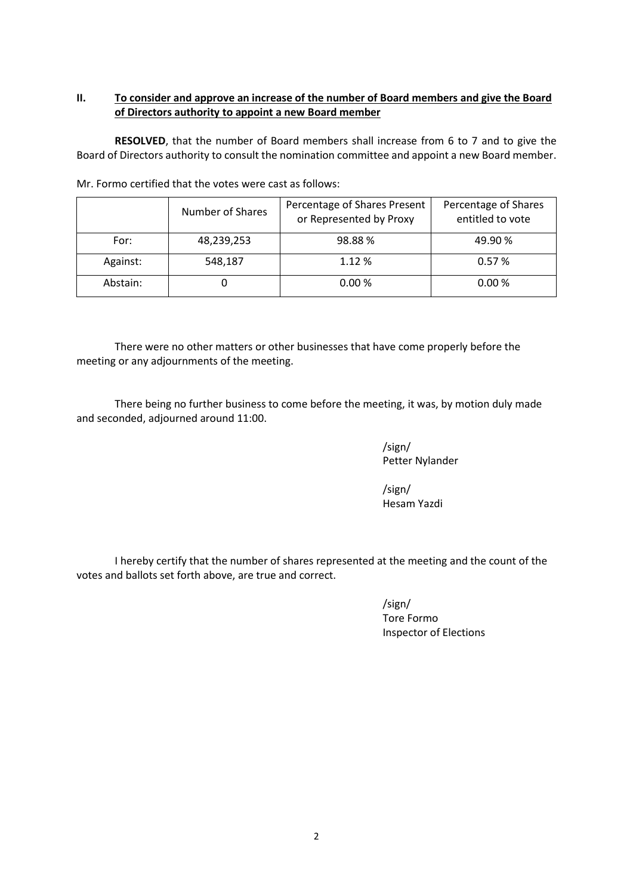## II. To consider and approve an increase of the number of Board members and give the Board of Directors authority to appoint a new Board member

**RESOLVED**, that the number of Board members shall increase from 6 to 7 and to give the Board of Directors authority to consult the nomination committee and appoint a new Board member.

Mr. Formo certified that the votes were cast as follows:

| | Number of Shares | Percentage of Shares Present or Represented by Proxy | Percentage of Shares entitled to vote |
|---|---|---|---|
| For: | 48,239,253 | 98.88 % | 49.90 % |
| Against: | 548,187 | 1.12 % | 0.57 % |
| Abstain: | 0 | 0.00 % | 0.00 % |

There were no other matters or other businesses that have come properly before the meeting or any adjournments of the meeting.

There being no further business to come before the meeting, it was, by motion duly made and seconded, adjourned around 11:00.

/sign/
Petter Nylander

/sign/
Hesam Yazdi

I hereby certify that the number of shares represented at the meeting and the count of the votes and ballots set forth above, are true and correct.

/sign/
Tore Formo
Inspector of Elections